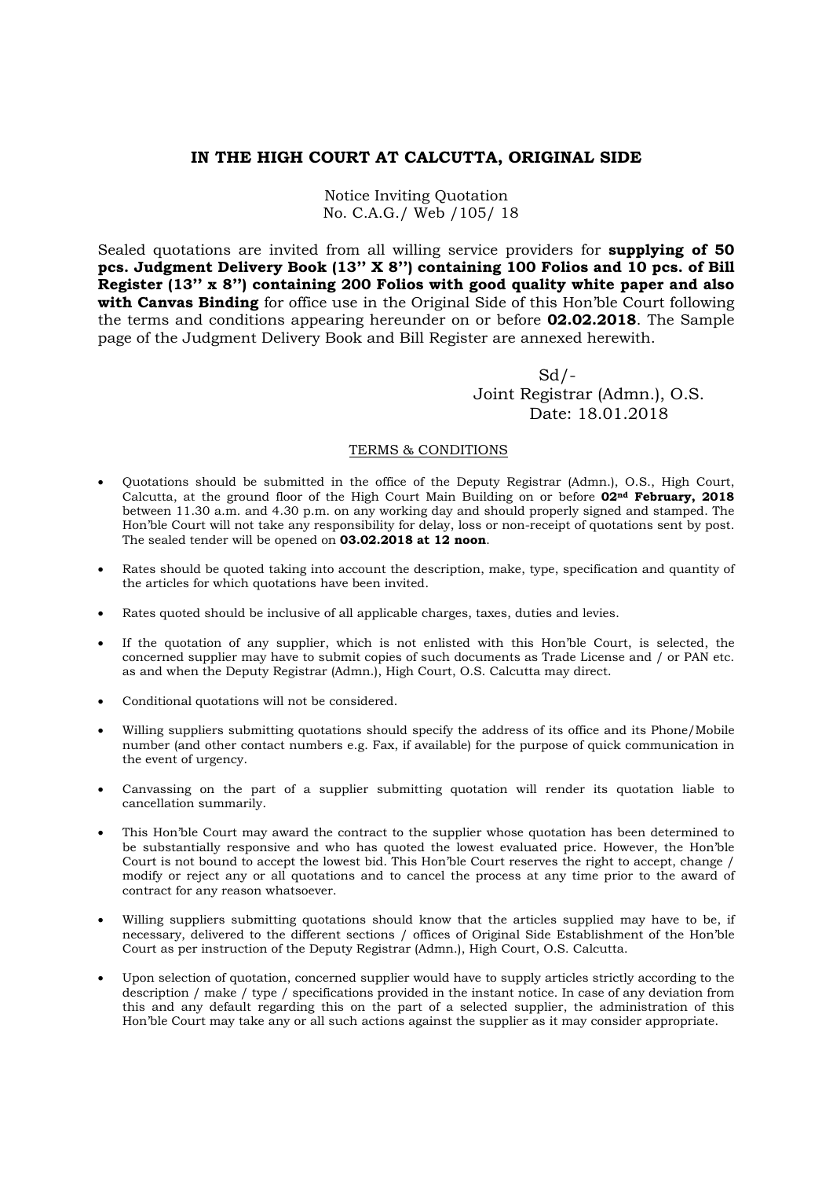# IN THE HIGH COURT AT CALCUTTA, ORIGINAL SIDE

Notice Inviting Quotation
No. C.A.G./ Web /105/ 18

Sealed quotations are invited from all willing service providers for **supplying of 50 pcs. Judgment Delivery Book (13'' X 8'') containing 100 Folios and 10 pcs. of Bill Register (13'' x 8'') containing 200 Folios with good quality white paper and also with Canvas Binding** for office use in the Original Side of this Hon'ble Court following the terms and conditions appearing hereunder on or before **02.02.2018**. The Sample page of the Judgment Delivery Book and Bill Register are annexed herewith.

Sd/-
Joint Registrar (Admn.), O.S.
Date: 18.01.2018

## TERMS & CONDITIONS

- Quotations should be submitted in the office of the Deputy Registrar (Admn.), O.S., High Court, Calcutta, at the ground floor of the High Court Main Building on or before **02nd February, 2018** between 11.30 a.m. and 4.30 p.m. on any working day and should properly signed and stamped. The Hon'ble Court will not take any responsibility for delay, loss or non-receipt of quotations sent by post. The sealed tender will be opened on **03.02.2018 at 12 noon**.
- Rates should be quoted taking into account the description, make, type, specification and quantity of the articles for which quotations have been invited.
- Rates quoted should be inclusive of all applicable charges, taxes, duties and levies.
- If the quotation of any supplier, which is not enlisted with this Hon'ble Court, is selected, the concerned supplier may have to submit copies of such documents as Trade License and / or PAN etc. as and when the Deputy Registrar (Admn.), High Court, O.S. Calcutta may direct.
- Conditional quotations will not be considered.
- Willing suppliers submitting quotations should specify the address of its office and its Phone/Mobile number (and other contact numbers e.g. Fax, if available) for the purpose of quick communication in the event of urgency.
- Canvassing on the part of a supplier submitting quotation will render its quotation liable to cancellation summarily.
- This Hon'ble Court may award the contract to the supplier whose quotation has been determined to be substantially responsive and who has quoted the lowest evaluated price. However, the Hon'ble Court is not bound to accept the lowest bid. This Hon'ble Court reserves the right to accept, change / modify or reject any or all quotations and to cancel the process at any time prior to the award of contract for any reason whatsoever.
- Willing suppliers submitting quotations should know that the articles supplied may have to be, if necessary, delivered to the different sections / offices of Original Side Establishment of the Hon'ble Court as per instruction of the Deputy Registrar (Admn.), High Court, O.S. Calcutta.
- Upon selection of quotation, concerned supplier would have to supply articles strictly according to the description / make / type / specifications provided in the instant notice. In case of any deviation from this and any default regarding this on the part of a selected supplier, the administration of this Hon'ble Court may take any or all such actions against the supplier as it may consider appropriate.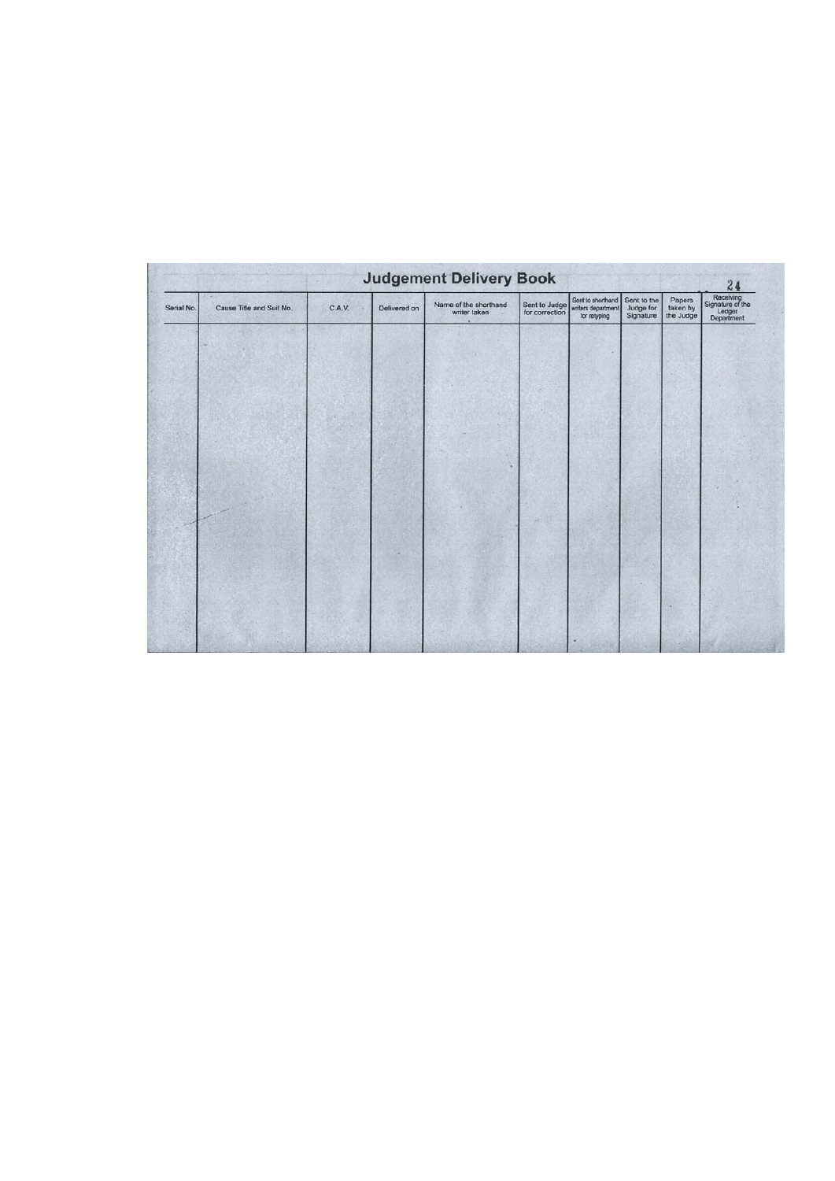# Judgement Delivery Book

| Serial No. | Cause Title and Suit No. | C.A.V. | Delivered on | Name of the shorthand writer taken | Sent to Judge for correction | Sent to shorthand writers department for retyping | Sent to the Judge for Signature | Papers taken by the Judge | Receiving Signature of the Ledger Department |
|---|---|---|---|---|---|---|---|---|---|
| | | | | | | | | | |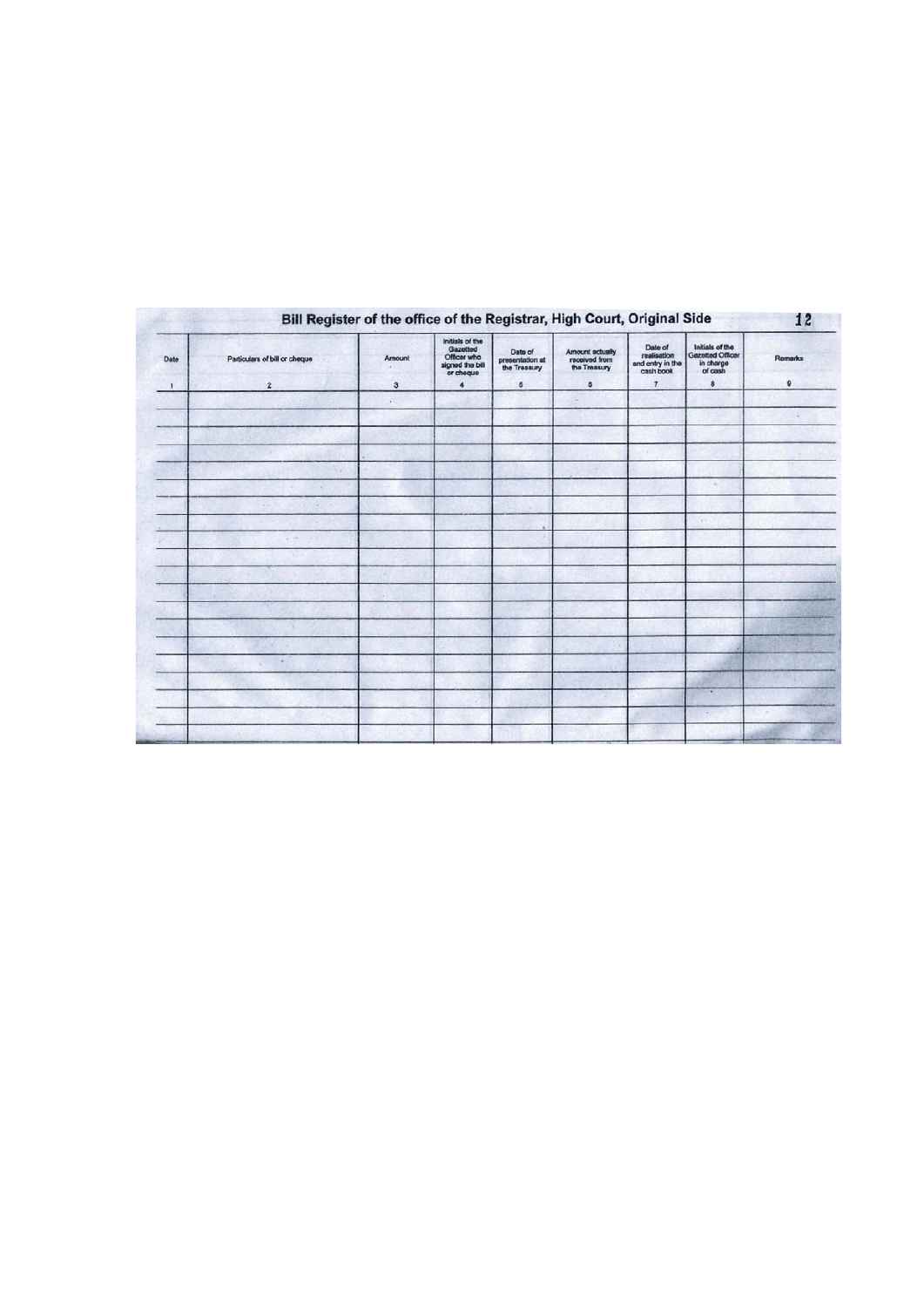## Bill Register of the office of the Registrar, High Court, Original Side

12

| Date | Particulars of bill or cheque | Amount | Initials of the Gazetted Officer who signed the bill or cheque | Date of presentation at the Treasury | Amount actually received from the Treasury | Date of realisation and entry in the cash book | Initials of the Gazetted Officer in charge of cash | Remarks |
|---|---|---|---|---|---|---|---|---|
| 1 | 2 | 3 | 4 | 5 | 6 | 7 | 8 | 9 |
| | | | | | | | | |
| | | | | | | | | |
| | | | | | | | | |
| | | | | | | | | |
| | | | | | | | | |
| | | | | | | | | |
| | | | | | | | | |
| | | | | | | | | |
| | | | | | | | | |
| | | | | | | | | |
| | | | | | | | | |
| | | | | | | | | |
| | | | | | | | | |
| | | | | | | | | |
| | | | | | | | | |
| | | | | | | | | |
| | | | | | | | | |
| | | | | | | | | |
| | | | | | | | | |
| | | | | | | | | |